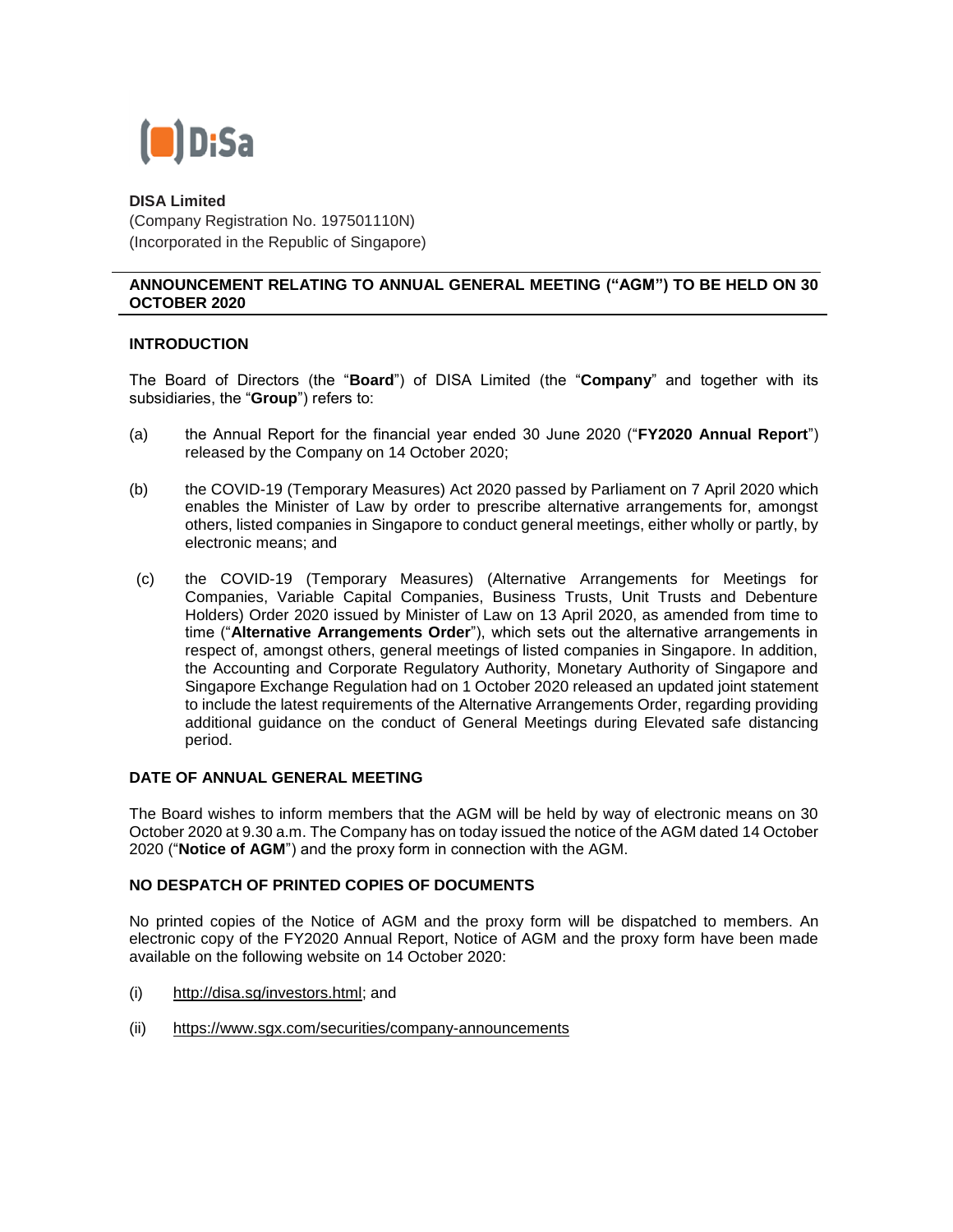**DISA Limited**
(Company Registration No. 197501110N)
(Incorporated in the Republic of Singapore)

## ANNOUNCEMENT RELATING TO ANNUAL GENERAL MEETING ("AGM") TO BE HELD ON 30 OCTOBER 2020

### INTRODUCTION

The Board of Directors (the "**Board**") of DISA Limited (the "**Company**" and together with its subsidiaries, the "**Group**") refers to:

(a) the Annual Report for the financial year ended 30 June 2020 ("**FY2020 Annual Report**") released by the Company on 14 October 2020;

(b) the COVID-19 (Temporary Measures) Act 2020 passed by Parliament on 7 April 2020 which enables the Minister of Law by order to prescribe alternative arrangements for, amongst others, listed companies in Singapore to conduct general meetings, either wholly or partly, by electronic means; and

(c) the COVID-19 (Temporary Measures) (Alternative Arrangements for Meetings for Companies, Variable Capital Companies, Business Trusts, Unit Trusts and Debenture Holders) Order 2020 issued by Minister of Law on 13 April 2020, as amended from time to time ("**Alternative Arrangements Order**"), which sets out the alternative arrangements in respect of, amongst others, general meetings of listed companies in Singapore. In addition, the Accounting and Corporate Regulatory Authority, Monetary Authority of Singapore and Singapore Exchange Regulation had on 1 October 2020 released an updated joint statement to include the latest requirements of the Alternative Arrangements Order, regarding providing additional guidance on the conduct of General Meetings during Elevated safe distancing period.

### DATE OF ANNUAL GENERAL MEETING

The Board wishes to inform members that the AGM will be held by way of electronic means on 30 October 2020 at 9.30 a.m. The Company has on today issued the notice of the AGM dated 14 October 2020 ("**Notice of AGM**") and the proxy form in connection with the AGM.

### NO DESPATCH OF PRINTED COPIES OF DOCUMENTS

No printed copies of the Notice of AGM and the proxy form will be dispatched to members. An electronic copy of the FY2020 Annual Report, Notice of AGM and the proxy form have been made available on the following website on 14 October 2020:

(i) http://disa.sg/investors.html; and

(ii) https://www.sgx.com/securities/company-announcements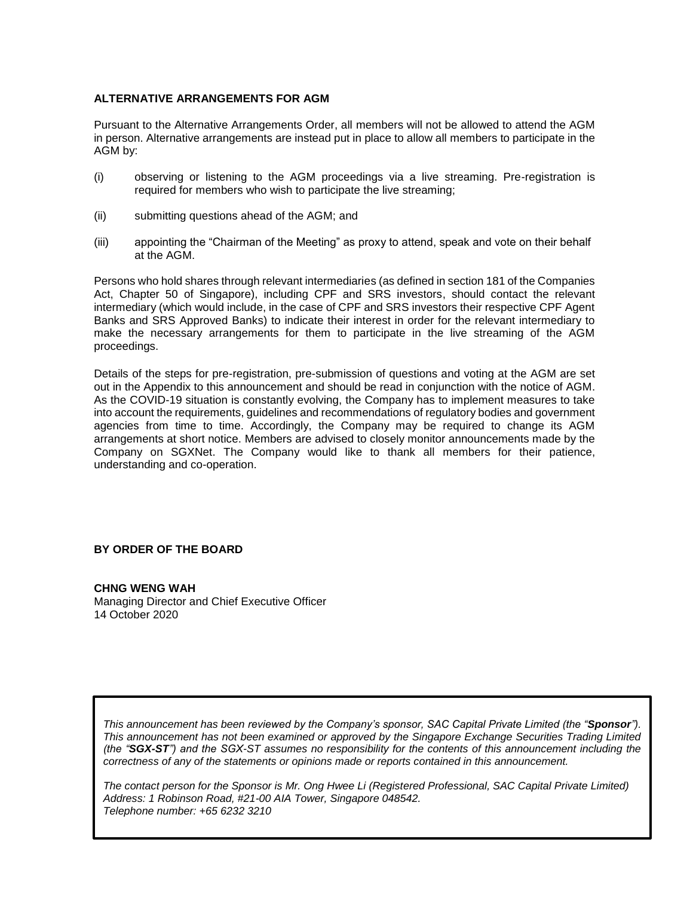**ALTERNATIVE ARRANGEMENTS FOR AGM**

Pursuant to the Alternative Arrangements Order, all members will not be allowed to attend the AGM in person. Alternative arrangements are instead put in place to allow all members to participate in the AGM by:

(i) observing or listening to the AGM proceedings via a live streaming. Pre-registration is required for members who wish to participate the live streaming;

(ii) submitting questions ahead of the AGM; and

(iii) appointing the "Chairman of the Meeting" as proxy to attend, speak and vote on their behalf at the AGM.

Persons who hold shares through relevant intermediaries (as defined in section 181 of the Companies Act, Chapter 50 of Singapore), including CPF and SRS investors, should contact the relevant intermediary (which would include, in the case of CPF and SRS investors their respective CPF Agent Banks and SRS Approved Banks) to indicate their interest in order for the relevant intermediary to make the necessary arrangements for them to participate in the live streaming of the AGM proceedings.

Details of the steps for pre-registration, pre-submission of questions and voting at the AGM are set out in the Appendix to this announcement and should be read in conjunction with the notice of AGM. As the COVID-19 situation is constantly evolving, the Company has to implement measures to take into account the requirements, guidelines and recommendations of regulatory bodies and government agencies from time to time. Accordingly, the Company may be required to change its AGM arrangements at short notice. Members are advised to closely monitor announcements made by the Company on SGXNet. The Company would like to thank all members for their patience, understanding and co-operation.

**BY ORDER OF THE BOARD**

**CHNG WENG WAH**
Managing Director and Chief Executive Officer
14 October 2020

*This announcement has been reviewed by the Company's sponsor, SAC Capital Private Limited (the "**Sponsor**"). This announcement has not been examined or approved by the Singapore Exchange Securities Trading Limited (the "**SGX-ST**") and the SGX-ST assumes no responsibility for the contents of this announcement including the correctness of any of the statements or opinions made or reports contained in this announcement.*

*The contact person for the Sponsor is Mr. Ong Hwee Li (Registered Professional, SAC Capital Private Limited) Address: 1 Robinson Road, #21-00 AIA Tower, Singapore 048542.*
*Telephone number: +65 6232 3210*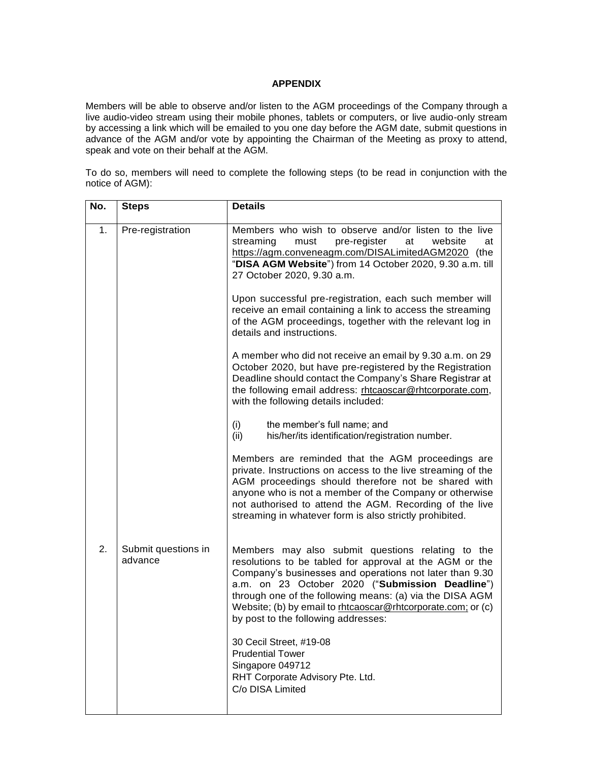**APPENDIX**

Members will be able to observe and/or listen to the AGM proceedings of the Company through a live audio-video stream using their mobile phones, tablets or computers, or live audio-only stream by accessing a link which will be emailed to you one day before the AGM date, submit questions in advance of the AGM and/or vote by appointing the Chairman of the Meeting as proxy to attend, speak and vote on their behalf at the AGM.

To do so, members will need to complete the following steps (to be read in conjunction with the notice of AGM):

| No. | Steps | Details |
| --- | --- | --- |
| 1. | Pre-registration | Members who wish to observe and/or listen to the live streaming must pre-register at website at https://agm.conveneagm.com/DISALimitedAGM2020 (the "**DISA AGM Website**") from 14 October 2020, 9.30 a.m. till 27 October 2020, 9.30 a.m.<br><br>Upon successful pre-registration, each such member will receive an email containing a link to access the streaming of the AGM proceedings, together with the relevant log in details and instructions.<br><br>A member who did not receive an email by 9.30 a.m. on 29 October 2020, but have pre-registered by the Registration Deadline should contact the Company's Share Registrar at the following email address: rhtcaoscar@rhtcorporate.com, with the following details included:<br><br>(i) the member's full name; and<br>(ii) his/her/its identification/registration number.<br><br>Members are reminded that the AGM proceedings are private. Instructions on access to the live streaming of the AGM proceedings should therefore not be shared with anyone who is not a member of the Company or otherwise not authorised to attend the AGM. Recording of the live streaming in whatever form is also strictly prohibited. |
| 2. | Submit questions in advance | Members may also submit questions relating to the resolutions to be tabled for approval at the AGM or the Company's businesses and operations not later than 9.30 a.m. on 23 October 2020 ("**Submission Deadline**") through one of the following means: (a) via the DISA AGM Website; (b) by email to rhtcaoscar@rhtcorporate.com; or (c) by post to the following addresses:<br><br>30 Cecil Street, #19-08<br>Prudential Tower<br>Singapore 049712<br>RHT Corporate Advisory Pte. Ltd.<br>C/o DISA Limited |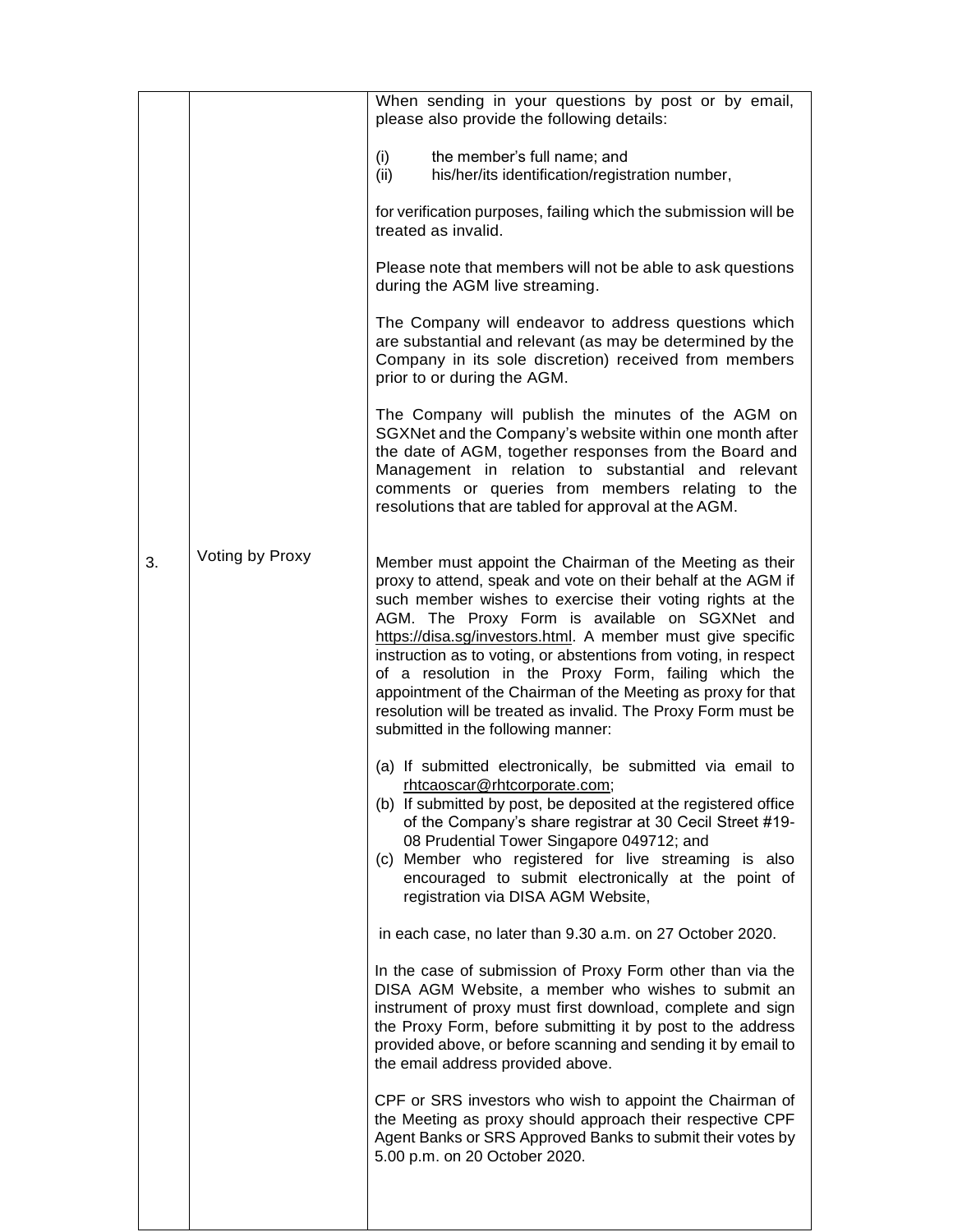| | | |
|---|---|---|
| | | When sending in your questions by post or by email, please also provide the following details:<br><br>(i) the member's full name; and<br>(ii) his/her/its identification/registration number,<br><br>for verification purposes, failing which the submission will be treated as invalid.<br><br>Please note that members will not be able to ask questions during the AGM live streaming.<br><br>The Company will endeavor to address questions which are substantial and relevant (as may be determined by the Company in its sole discretion) received from members prior to or during the AGM.<br><br>The Company will publish the minutes of the AGM on SGXNet and the Company's website within one month after the date of AGM, together responses from the Board and Management in relation to substantial and relevant comments or queries from members relating to the resolutions that are tabled for approval at the AGM. |
| 3. | Voting by Proxy | Member must appoint the Chairman of the Meeting as their proxy to attend, speak and vote on their behalf at the AGM if such member wishes to exercise their voting rights at the AGM. The Proxy Form is available on SGXNet and https://disa.sg/investors.html. A member must give specific instruction as to voting, or abstentions from voting, in respect of a resolution in the Proxy Form, failing which the appointment of the Chairman of the Meeting as proxy for that resolution will be treated as invalid. The Proxy Form must be submitted in the following manner:<br><br>(a) If submitted electronically, be submitted via email to rhtcaoscar@rhtcorporate.com;<br>(b) If submitted by post, be deposited at the registered office of the Company's share registrar at 30 Cecil Street #19-08 Prudential Tower Singapore 049712; and<br>(c) Member who registered for live streaming is also encouraged to submit electronically at the point of registration via DISA AGM Website,<br><br>in each case, no later than 9.30 a.m. on 27 October 2020.<br><br>In the case of submission of Proxy Form other than via the DISA AGM Website, a member who wishes to submit an instrument of proxy must first download, complete and sign the Proxy Form, before submitting it by post to the address provided above, or before scanning and sending it by email to the email address provided above.<br><br>CPF or SRS investors who wish to appoint the Chairman of the Meeting as proxy should approach their respective CPF Agent Banks or SRS Approved Banks to submit their votes by 5.00 p.m. on 20 October 2020. |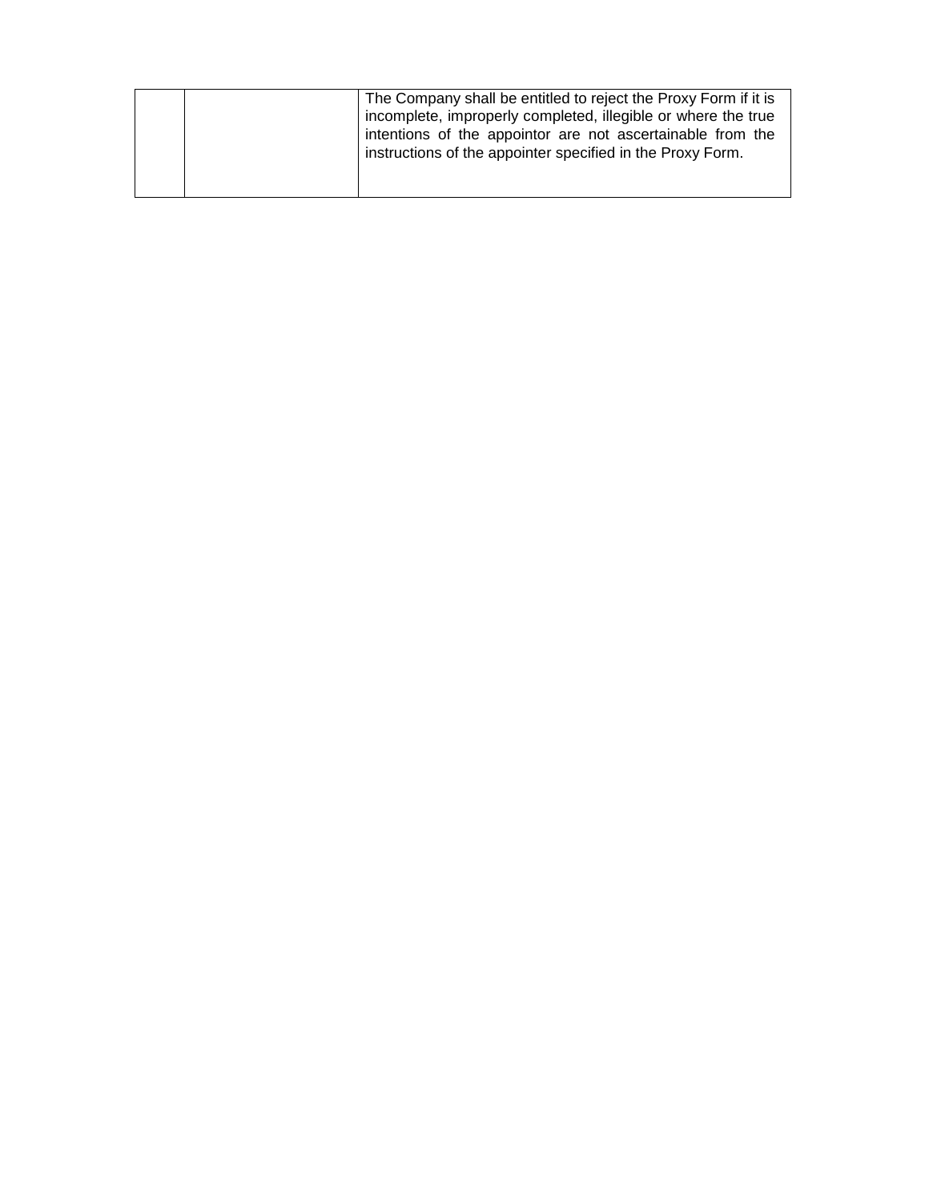| | | |
|---|---|---|
| | | The Company shall be entitled to reject the Proxy Form if it is incomplete, improperly completed, illegible or where the true intentions of the appointor are not ascertainable from the instructions of the appointer specified in the Proxy Form. |